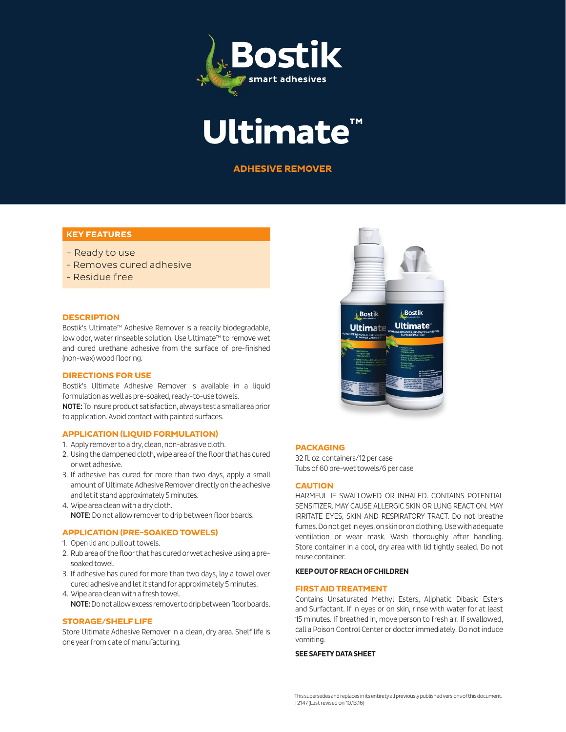# Bostik

smart adhesives

# Ultimate™

## ADHESIVE REMOVER

### KEY FEATURES

- Ready to use
- Removes cured adhesive
- Residue free

### DESCRIPTION

Bostik's Ultimate™ Adhesive Remover is a readily biodegradable, low odor, water rinseable solution. Use Ultimate™ to remove wet and cured urethane adhesive from the surface of pre-finished (non-wax) wood flooring.

### DIRECTIONS FOR USE

Bostik's Ultimate Adhesive Remover is available in a liquid formulation as well as pre-soaked, ready-to-use towels.

**NOTE:** To insure product satisfaction, always test a small area prior to application. Avoid contact with painted surfaces.

### APPLICATION (LIQUID FORMULATION)

1. Apply remover to a dry, clean, non-abrasive cloth.
2. Using the dampened cloth, wipe area of the floor that has cured or wet adhesive.
3. If adhesive has cured for more than two days, apply a small amount of Ultimate Adhesive Remover directly on the adhesive and let it stand approximately 5 minutes.
4. Wipe area clean with a dry cloth.
   **NOTE:** Do not allow remover to drip between floor boards.

### APPLICATION (PRE-SOAKED TOWELS)

1. Open lid and pull out towels.
2. Rub area of the floor that has cured or wet adhesive using a pre-soaked towel.
3. If adhesive has cured for more than two days, lay a towel over cured adhesive and let it stand for approximately 5 minutes.
4. Wipe area clean with a fresh towel.
   **NOTE:** Do not allow excess remover to drip between floor boards.

### STORAGE/SHELF LIFE

Store Ultimate Adhesive Remover in a clean, dry area. Shelf life is one year from date of manufacturing.

### PACKAGING

32 fl. oz. containers/12 per case
Tubs of 60 pre-wet towels/6 per case

### CAUTION

HARMFUL IF SWALLOWED OR INHALED. CONTAINS POTENTIAL SENSITIZER. MAY CAUSE ALLERGIC SKIN OR LUNG REACTION. MAY IRRITATE EYES, SKIN AND RESPIRATORY TRACT. Do not breathe fumes. Do not get in eyes, on skin or on clothing. Use with adequate ventilation or wear mask. Wash thoroughly after handling. Store container in a cool, dry area with lid tightly sealed. Do not reuse container.

**KEEP OUT OF REACH OF CHILDREN**

### FIRST AID TREATMENT

Contains Unsaturated Methyl Esters, Aliphatic Dibasic Esters and Surfactant. If in eyes or on skin, rinse with water for at least 15 minutes. If breathed in, move person to fresh air. If swallowed, call a Poison Control Center or doctor immediately. Do not induce vomiting.

**SEE SAFETY DATA SHEET**

This supersedes and replaces in its entirety all previously published versions of this document.
T2147 (Last revised on 10.13.16)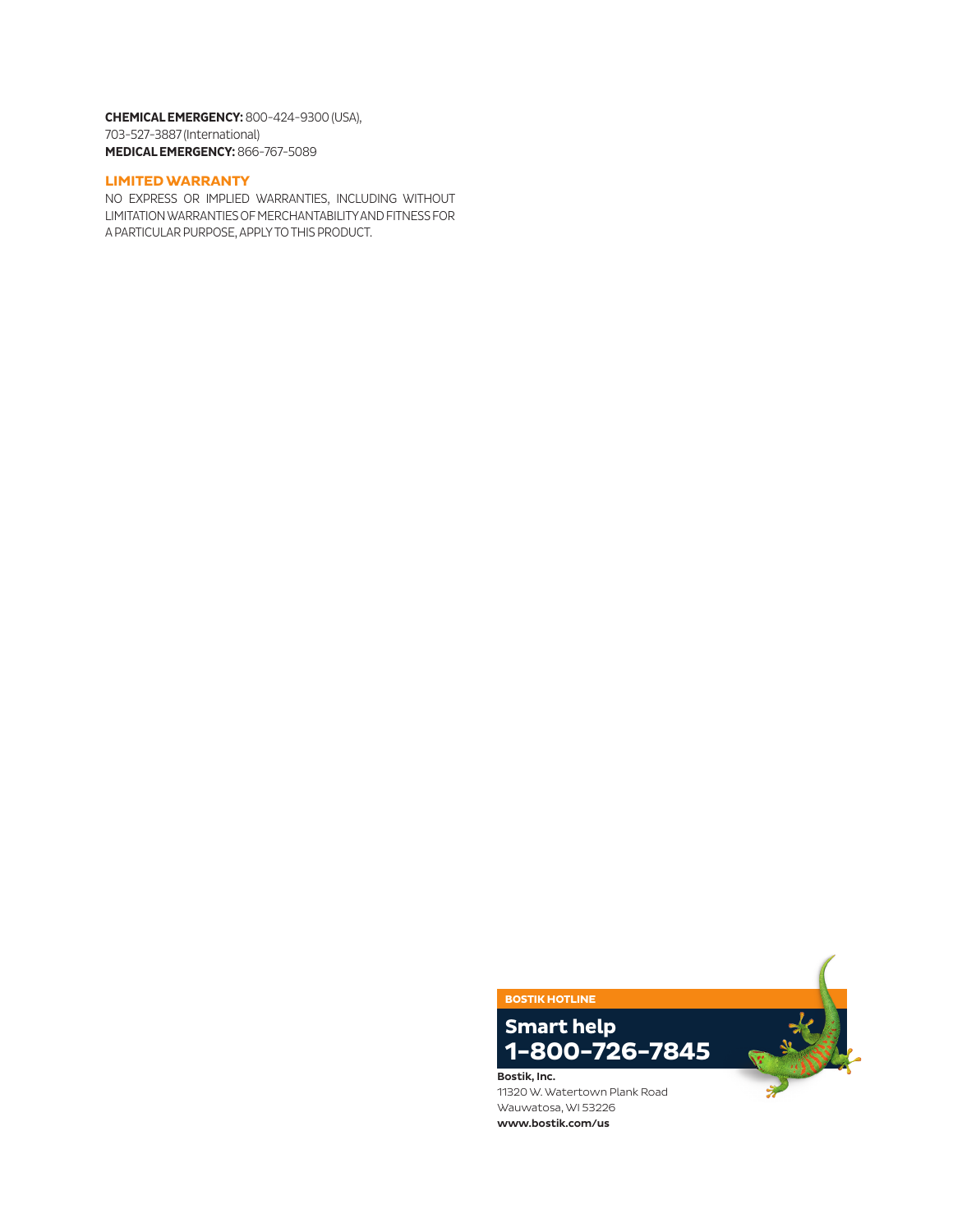**CHEMICAL EMERGENCY:** 800-424-9300 (USA), 703-527-3887 (International)
**MEDICAL EMERGENCY:** 866-767-5089

## LIMITED WARRANTY

NO EXPRESS OR IMPLIED WARRANTIES, INCLUDING WITHOUT LIMITATION WARRANTIES OF MERCHANTABILITY AND FITNESS FOR A PARTICULAR PURPOSE, APPLY TO THIS PRODUCT.

**BOSTIK HOTLINE**

**Smart help**
**1-800-726-7845**

**Bostik, Inc.**
11320 W. Watertown Plank Road
Wauwatosa, WI 53226
**www.bostik.com/us**